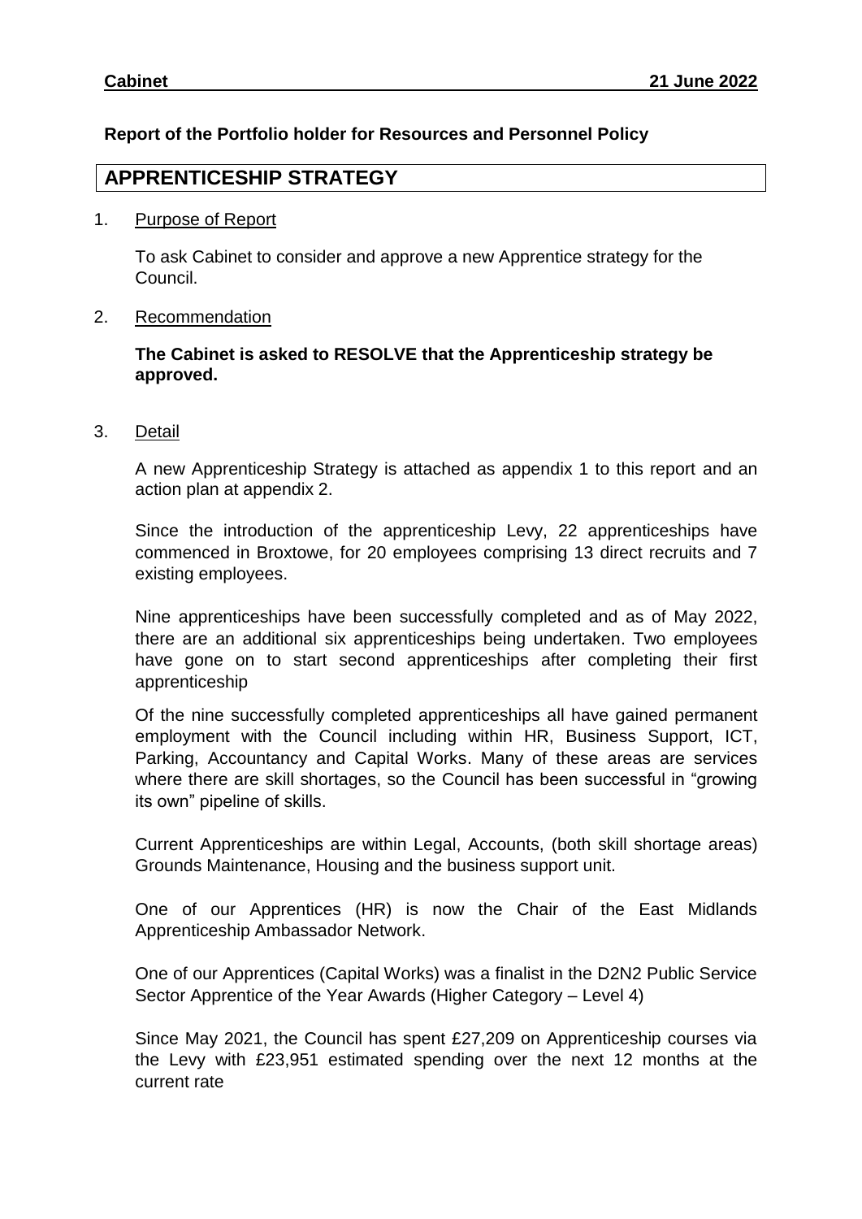**Cabinet** **21 June 2022**

**Report of the Portfolio holder for Resources and Personnel Policy**

# APPRENTICESHIP STRATEGY

1. Purpose of Report

   To ask Cabinet to consider and approve a new Apprentice strategy for the Council.

2. Recommendation

   **The Cabinet is asked to RESOLVE that the Apprenticeship strategy be approved.**

3. Detail

   A new Apprenticeship Strategy is attached as appendix 1 to this report and an action plan at appendix 2.

   Since the introduction of the apprenticeship Levy, 22 apprenticeships have commenced in Broxtowe, for 20 employees comprising 13 direct recruits and 7 existing employees.

   Nine apprenticeships have been successfully completed and as of May 2022, there are an additional six apprenticeships being undertaken. Two employees have gone on to start second apprenticeships after completing their first apprenticeship

   Of the nine successfully completed apprenticeships all have gained permanent employment with the Council including within HR, Business Support, ICT, Parking, Accountancy and Capital Works. Many of these areas are services where there are skill shortages, so the Council has been successful in "growing its own" pipeline of skills.

   Current Apprenticeships are within Legal, Accounts, (both skill shortage areas) Grounds Maintenance, Housing and the business support unit.

   One of our Apprentices (HR) is now the Chair of the East Midlands Apprenticeship Ambassador Network.

   One of our Apprentices (Capital Works) was a finalist in the D2N2 Public Service Sector Apprentice of the Year Awards (Higher Category – Level 4)

   Since May 2021, the Council has spent £27,209 on Apprenticeship courses via the Levy with £23,951 estimated spending over the next 12 months at the current rate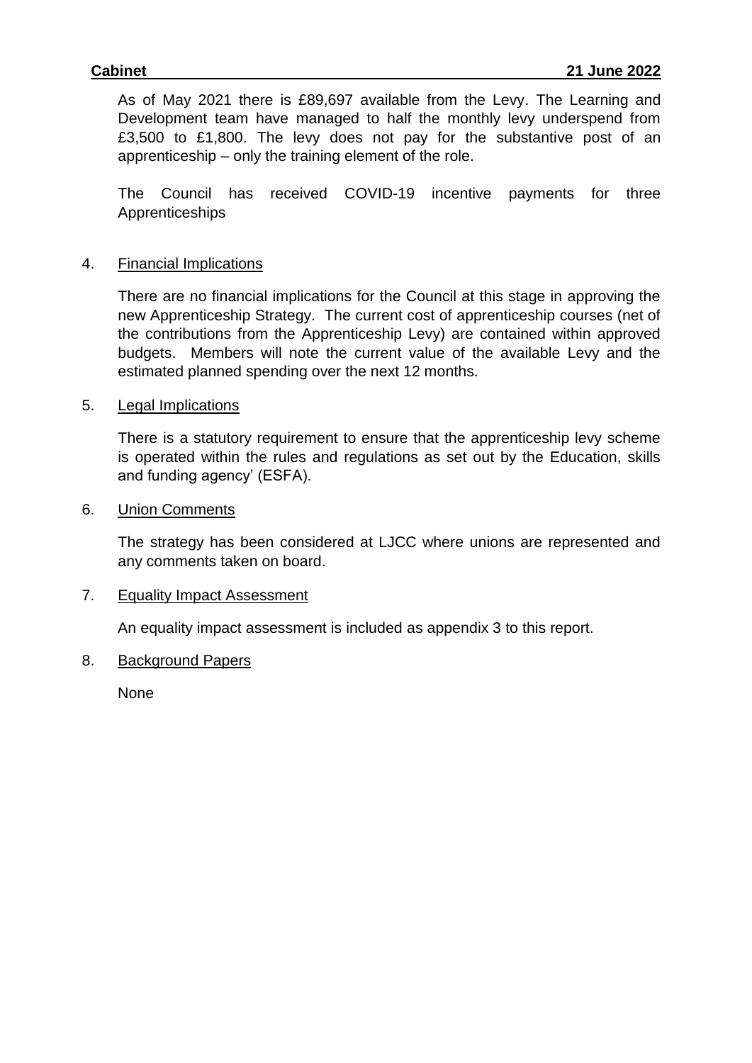As of May 2021 there is £89,697 available from the Levy. The Learning and Development team have managed to half the monthly levy underspend from £3,500 to £1,800. The levy does not pay for the substantive post of an apprenticeship – only the training element of the role.

The Council has received COVID-19 incentive payments for three Apprenticeships

4. Financial Implications

There are no financial implications for the Council at this stage in approving the new Apprenticeship Strategy. The current cost of apprenticeship courses (net of the contributions from the Apprenticeship Levy) are contained within approved budgets. Members will note the current value of the available Levy and the estimated planned spending over the next 12 months.

5. Legal Implications

There is a statutory requirement to ensure that the apprenticeship levy scheme is operated within the rules and regulations as set out by the Education, skills and funding agency' (ESFA).

6. Union Comments

The strategy has been considered at LJCC where unions are represented and any comments taken on board.

7. Equality Impact Assessment

An equality impact assessment is included as appendix 3 to this report.

8. Background Papers

None